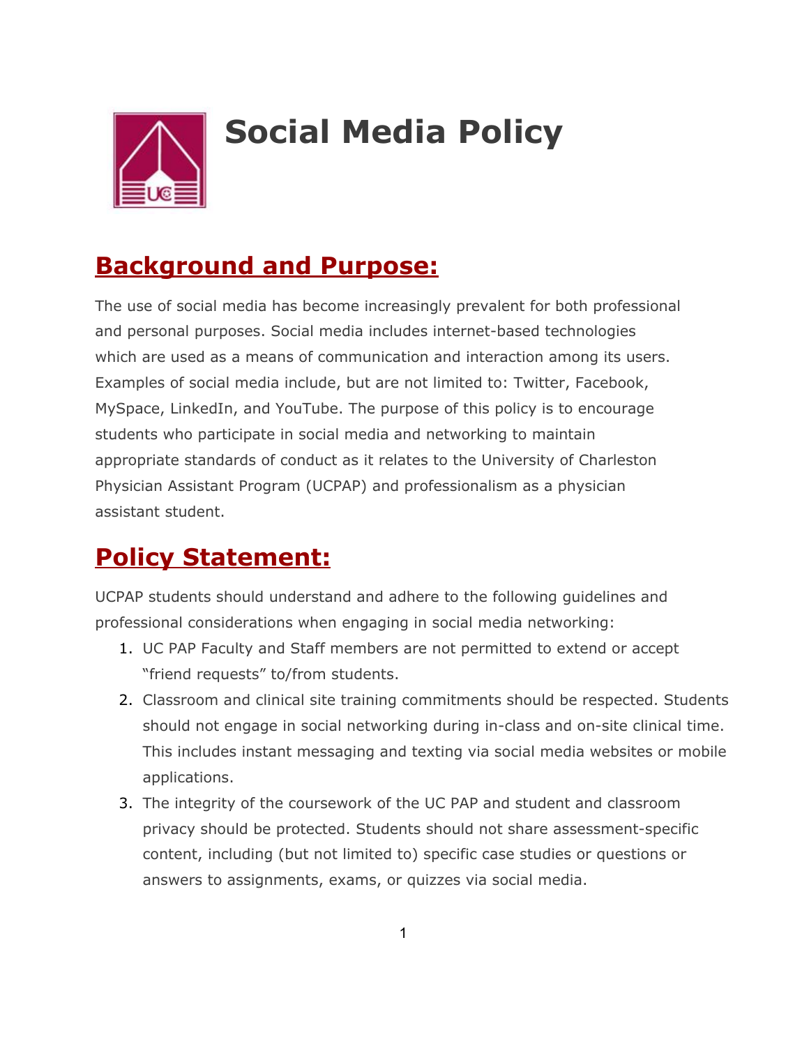# Social Media Policy

## Background and Purpose:

The use of social media has become increasingly prevalent for both professional and personal purposes. Social media includes internet-based technologies which are used as a means of communication and interaction among its users. Examples of social media include, but are not limited to: Twitter, Facebook, MySpace, LinkedIn, and YouTube. The purpose of this policy is to encourage students who participate in social media and networking to maintain appropriate standards of conduct as it relates to the University of Charleston Physician Assistant Program (UCPAP) and professionalism as a physician assistant student.

## Policy Statement:

UCPAP students should understand and adhere to the following guidelines and professional considerations when engaging in social media networking:

1. UC PAP Faculty and Staff members are not permitted to extend or accept "friend requests" to/from students.
2. Classroom and clinical site training commitments should be respected. Students should not engage in social networking during in-class and on-site clinical time. This includes instant messaging and texting via social media websites or mobile applications.
3. The integrity of the coursework of the UC PAP and student and classroom privacy should be protected. Students should not share assessment-specific content, including (but not limited to) specific case studies or questions or answers to assignments, exams, or quizzes via social media.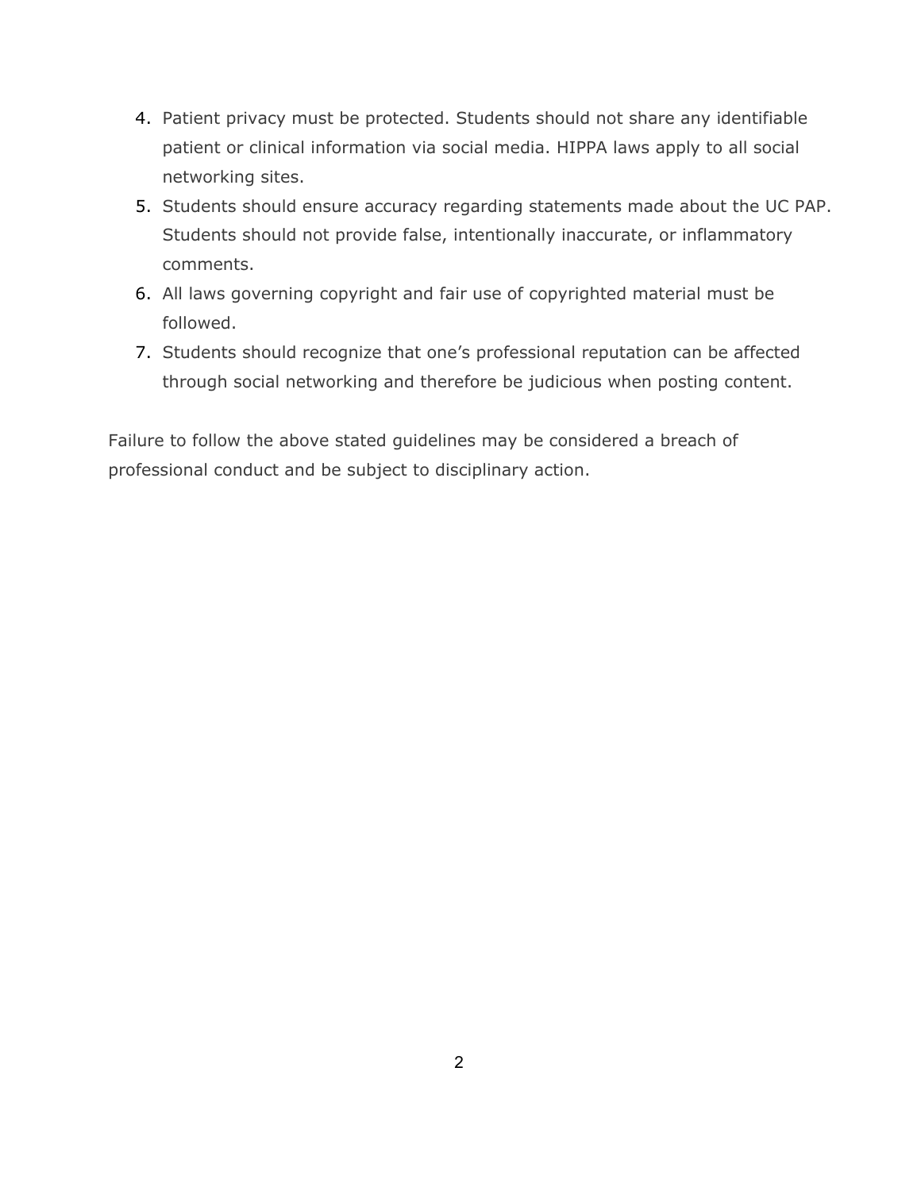4. Patient privacy must be protected. Students should not share any identifiable patient or clinical information via social media. HIPPA laws apply to all social networking sites.
5. Students should ensure accuracy regarding statements made about the UC PAP. Students should not provide false, intentionally inaccurate, or inflammatory comments.
6. All laws governing copyright and fair use of copyrighted material must be followed.
7. Students should recognize that one's professional reputation can be affected through social networking and therefore be judicious when posting content.

Failure to follow the above stated guidelines may be considered a breach of professional conduct and be subject to disciplinary action.